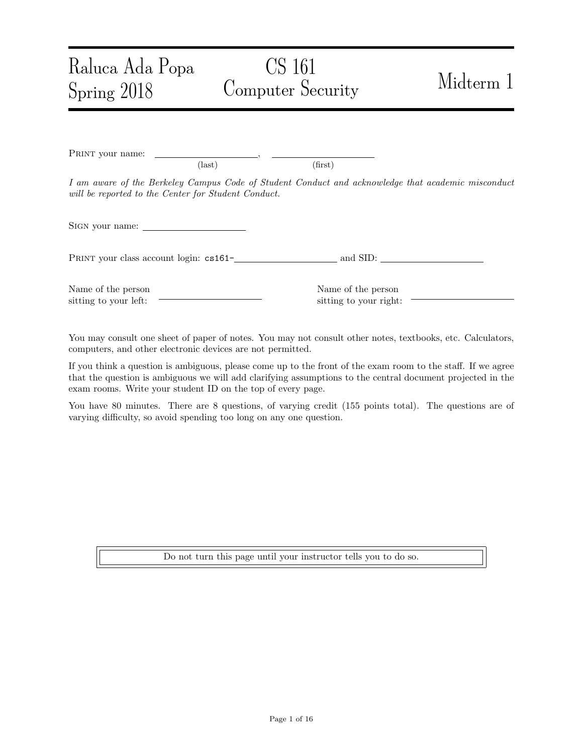Raluca Ada Popa
Spring 2018

# CS 161 Computer Security

# Midterm 1

PRINT your name: \_\_\_\_\_\_\_\_\_\_\_\_\_\_\_\_\_\_\_\_, \_\_\_\_\_\_\_\_\_\_\_\_\_\_\_\_\_\_\_\_
(last) (first)

*I am aware of the Berkeley Campus Code of Student Conduct and acknowledge that academic misconduct will be reported to the Center for Student Conduct.*

SIGN your name: \_\_\_\_\_\_\_\_\_\_\_\_\_\_\_\_\_\_\_\_

PRINT your class account login: `cs161-`\_\_\_\_\_\_\_\_\_\_\_\_\_\_\_\_\_\_\_\_ and SID: \_\_\_\_\_\_\_\_\_\_\_\_\_\_\_\_\_\_\_\_

Name of the person sitting to your left: \_\_\_\_\_\_\_\_\_\_\_\_\_\_\_\_\_\_\_\_

Name of the person sitting to your right: \_\_\_\_\_\_\_\_\_\_\_\_\_\_\_\_\_\_\_\_

You may consult one sheet of paper of notes. You may not consult other notes, textbooks, etc. Calculators, computers, and other electronic devices are not permitted.

If you think a question is ambiguous, please come up to the front of the exam room to the staff. If we agree that the question is ambiguous we will add clarifying assumptions to the central document projected in the exam rooms. Write your student ID on the top of every page.

You have 80 minutes. There are 8 questions, of varying credit (155 points total). The questions are of varying difficulty, so avoid spending too long on any one question.

Do not turn this page until your instructor tells you to do so.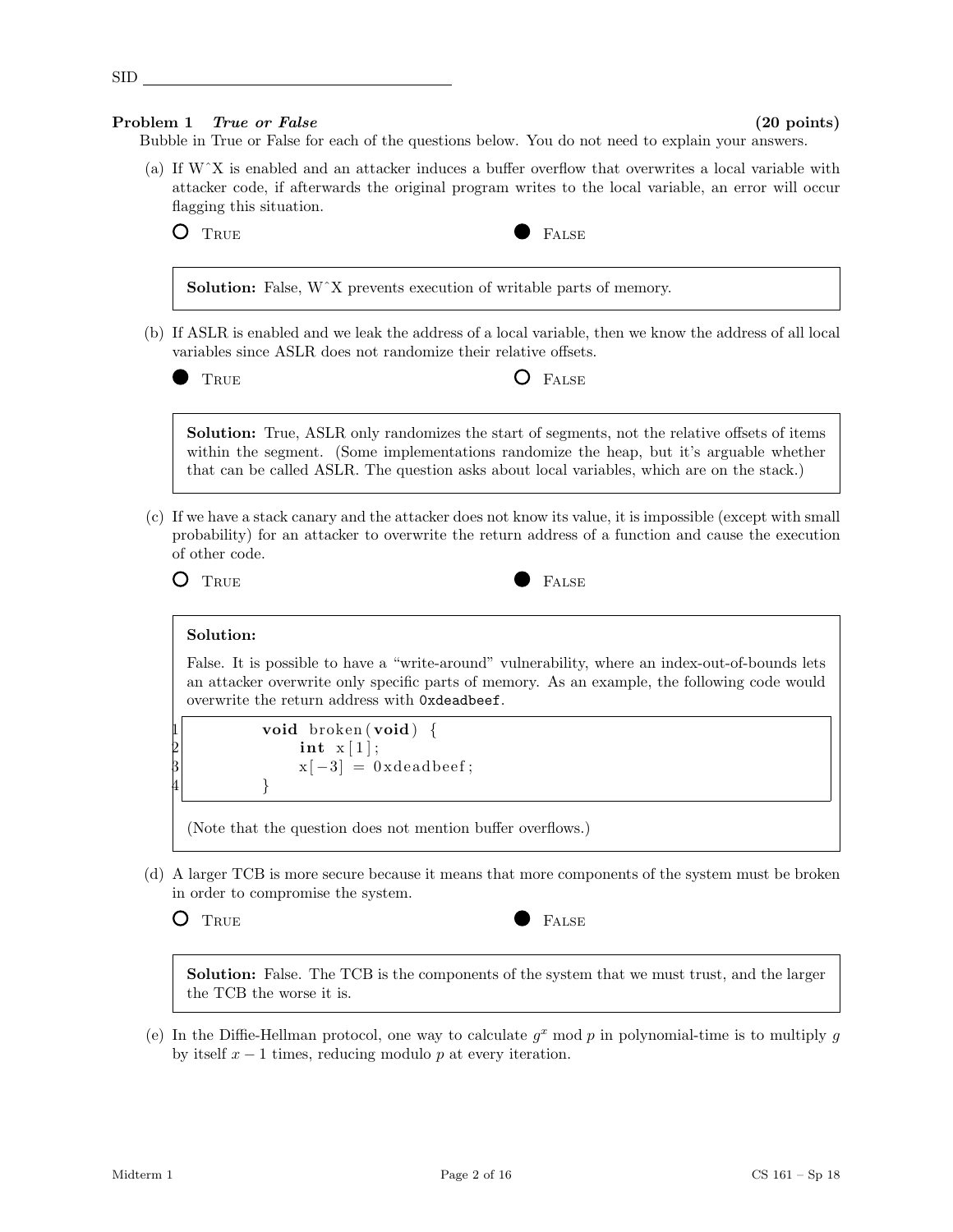SID

**Problem 1** ***True or False*** **(20 points)**

Bubble in True or False for each of the questions below. You do not need to explain your answers.

(a) If WˆX is enabled and an attacker induces a buffer overflow that overwrites a local variable with attacker code, if afterwards the original program writes to the local variable, an error will occur flagging this situation.

○ True ● False

**Solution:** False, WˆX prevents execution of writable parts of memory.

(b) If ASLR is enabled and we leak the address of a local variable, then we know the address of all local variables since ASLR does not randomize their relative offsets.

● True ○ False

**Solution:** True, ASLR only randomizes the start of segments, not the relative offsets of items within the segment. (Some implementations randomize the heap, but it's arguable whether that can be called ASLR. The question asks about local variables, which are on the stack.)

(c) If we have a stack canary and the attacker does not know its value, it is impossible (except with small probability) for an attacker to overwrite the return address of a function and cause the execution of other code.

○ True ● False

**Solution:**

False. It is possible to have a "write-around" vulnerability, where an index-out-of-bounds lets an attacker overwrite only specific parts of memory. As an example, the following code would overwrite the return address with `0xdeadbeef`.

```
void broken(void) {
    int x[1];
    x[-3] = 0xdeadbeef;
}
```

(Note that the question does not mention buffer overflows.)

(d) A larger TCB is more secure because it means that more components of the system must be broken in order to compromise the system.

○ True ● False

**Solution:** False. The TCB is the components of the system that we must trust, and the larger the TCB the worse it is.

(e) In the Diffie-Hellman protocol, one way to calculate $g^x \bmod p$ in polynomial-time is to multiply $g$ by itself $x-1$ times, reducing modulo $p$ at every iteration.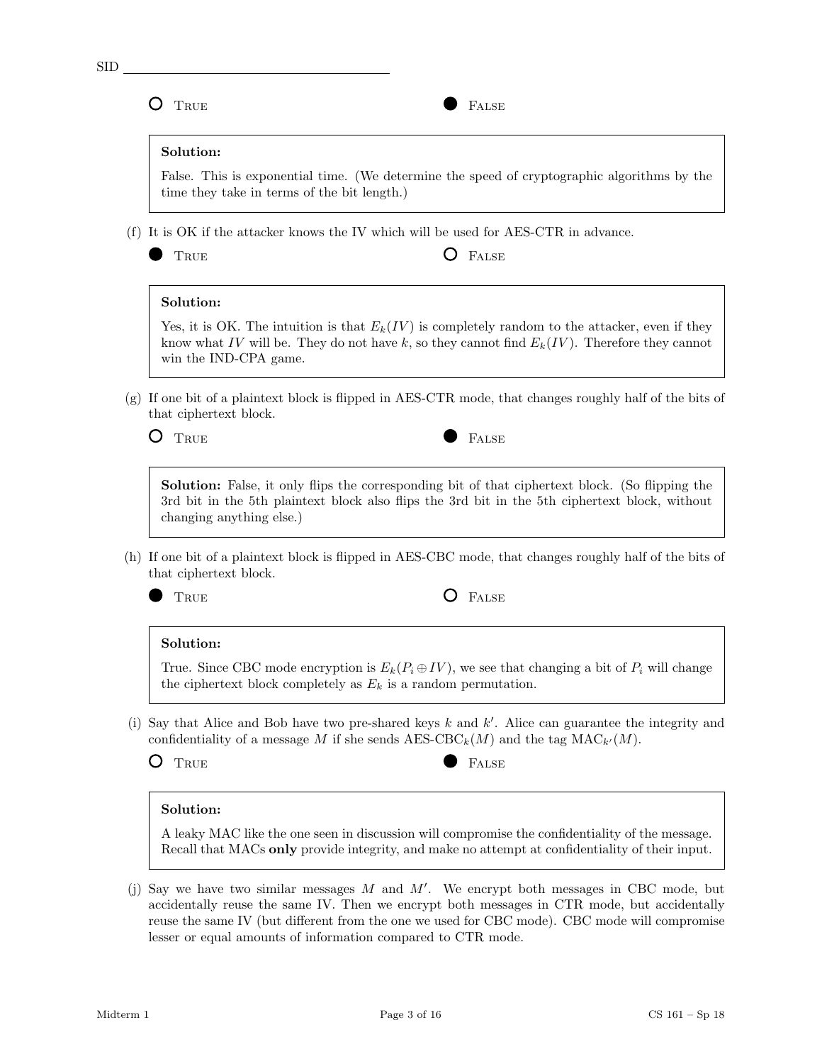SID ______________________

○ TRUE ● FALSE

**Solution:**

False. This is exponential time. (We determine the speed of cryptographic algorithms by the time they take in terms of the bit length.)

(f) It is OK if the attacker knows the IV which will be used for AES-CTR in advance.

● TRUE ○ FALSE

**Solution:**

Yes, it is OK. The intuition is that $E_k(IV)$ is completely random to the attacker, even if they know what $IV$ will be. They do not have $k$, so they cannot find $E_k(IV)$. Therefore they cannot win the IND-CPA game.

(g) If one bit of a plaintext block is flipped in AES-CTR mode, that changes roughly half of the bits of that ciphertext block.

○ TRUE ● FALSE

**Solution:** False, it only flips the corresponding bit of that ciphertext block. (So flipping the 3rd bit in the 5th plaintext block also flips the 3rd bit in the 5th ciphertext block, without changing anything else.)

(h) If one bit of a plaintext block is flipped in AES-CBC mode, that changes roughly half of the bits of that ciphertext block.

● TRUE ○ FALSE

**Solution:**

True. Since CBC mode encryption is $E_k(P_i \oplus IV)$, we see that changing a bit of $P_i$ will change the ciphertext block completely as $E_k$ is a random permutation.

(i) Say that Alice and Bob have two pre-shared keys $k$ and $k'$. Alice can guarantee the integrity and confidentiality of a message $M$ if she sends AES-CBC$_k(M)$ and the tag MAC$_{k'}(M)$.

○ TRUE ● FALSE

**Solution:**

A leaky MAC like the one seen in discussion will compromise the confidentiality of the message. Recall that MACs **only** provide integrity, and make no attempt at confidentiality of their input.

(j) Say we have two similar messages $M$ and $M'$. We encrypt both messages in CBC mode, but accidentally reuse the same IV. Then we encrypt both messages in CTR mode, but accidentally reuse the same IV (but different from the one we used for CBC mode). CBC mode will compromise lesser or equal amounts of information compared to CTR mode.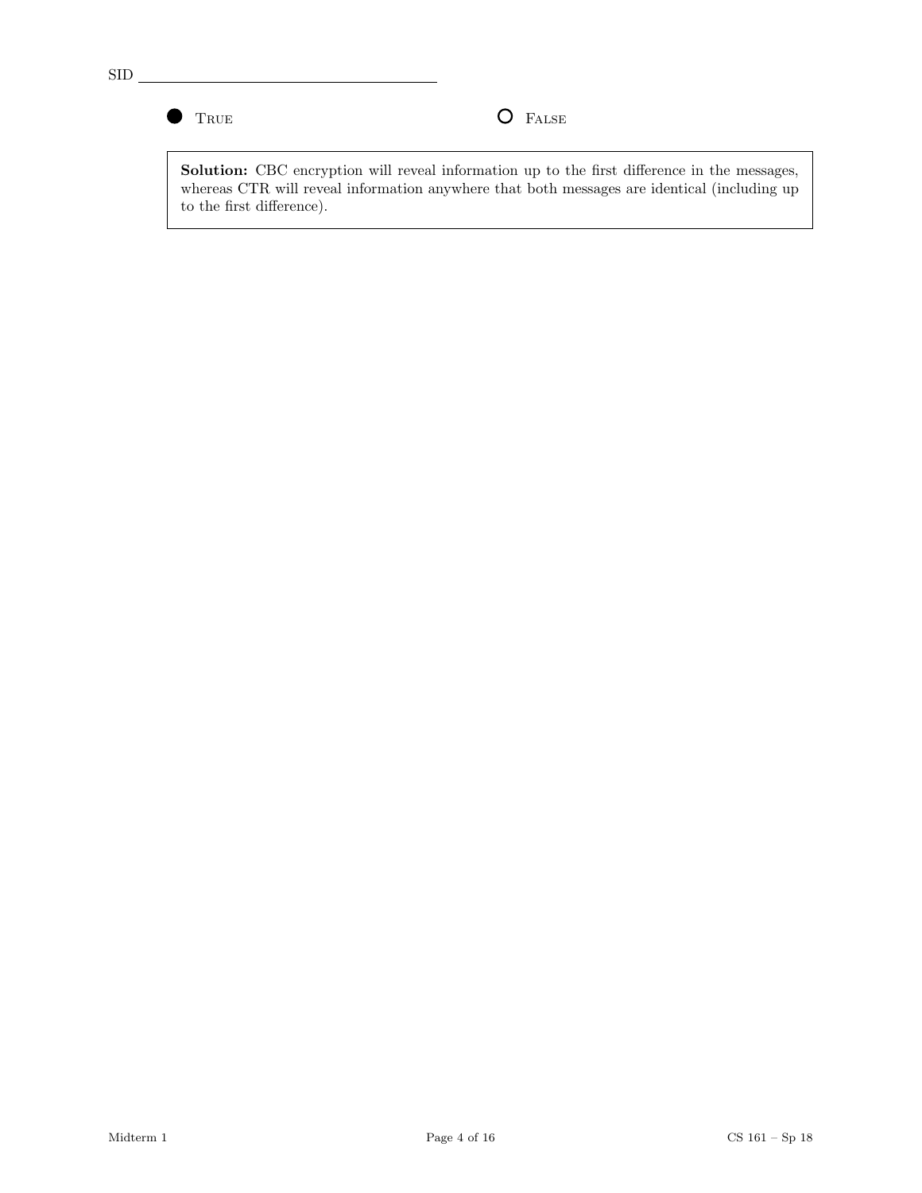● True　　　　　　○ False

**Solution:** CBC encryption will reveal information up to the first difference in the messages, whereas CTR will reveal information anywhere that both messages are identical (including up to the first difference).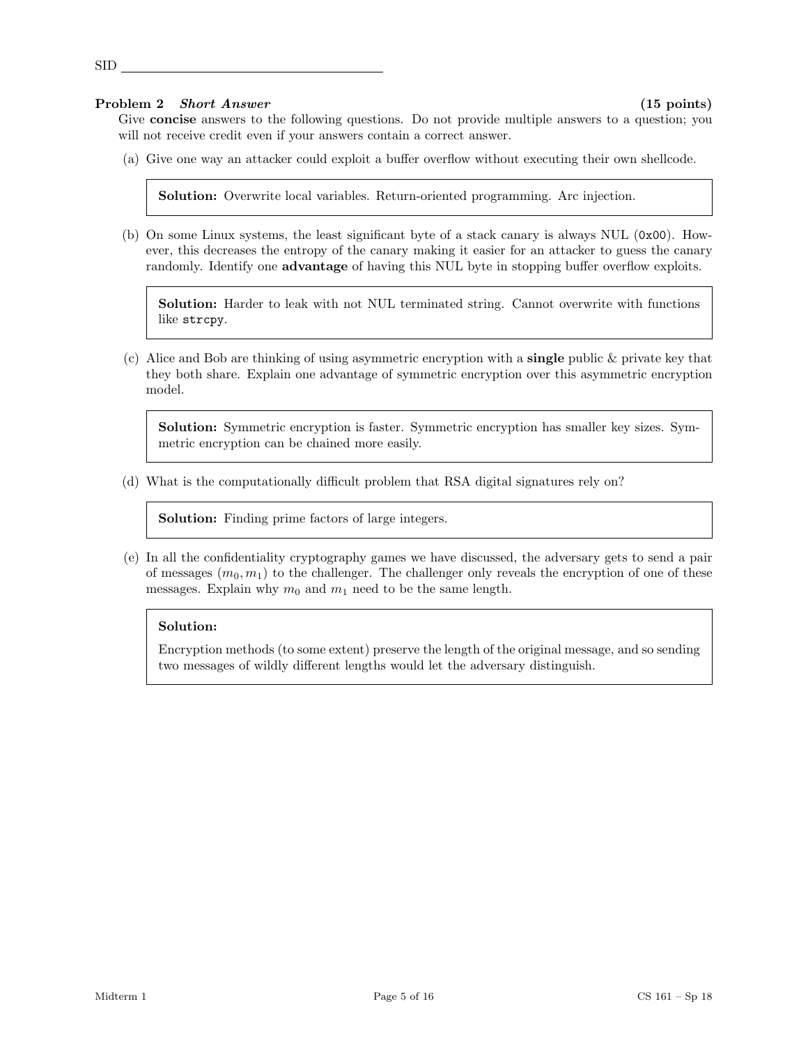SID ____________________

## Problem 2 *Short Answer* (15 points)

Give **concise** answers to the following questions. Do not provide multiple answers to a question; you will not receive credit even if your answers contain a correct answer.

(a) Give one way an attacker could exploit a buffer overflow without executing their own shellcode.

> **Solution:** Overwrite local variables. Return-oriented programming. Arc injection.

(b) On some Linux systems, the least significant byte of a stack canary is always NUL (`0x00`). However, this decreases the entropy of the canary making it easier for an attacker to guess the canary randomly. Identify one **advantage** of having this NUL byte in stopping buffer overflow exploits.

> **Solution:** Harder to leak with not NUL terminated string. Cannot overwrite with functions like `strcpy`.

(c) Alice and Bob are thinking of using asymmetric encryption with a **single** public & private key that they both share. Explain one advantage of symmetric encryption over this asymmetric encryption model.

> **Solution:** Symmetric encryption is faster. Symmetric encryption has smaller key sizes. Symmetric encryption can be chained more easily.

(d) What is the computationally difficult problem that RSA digital signatures rely on?

> **Solution:** Finding prime factors of large integers.

(e) In all the confidentiality cryptography games we have discussed, the adversary gets to send a pair of messages $(m_0, m_1)$ to the challenger. The challenger only reveals the encryption of one of these messages. Explain why $m_0$ and $m_1$ need to be the same length.

> **Solution:**
>
> Encryption methods (to some extent) preserve the length of the original message, and so sending two messages of wildly different lengths would let the adversary distinguish.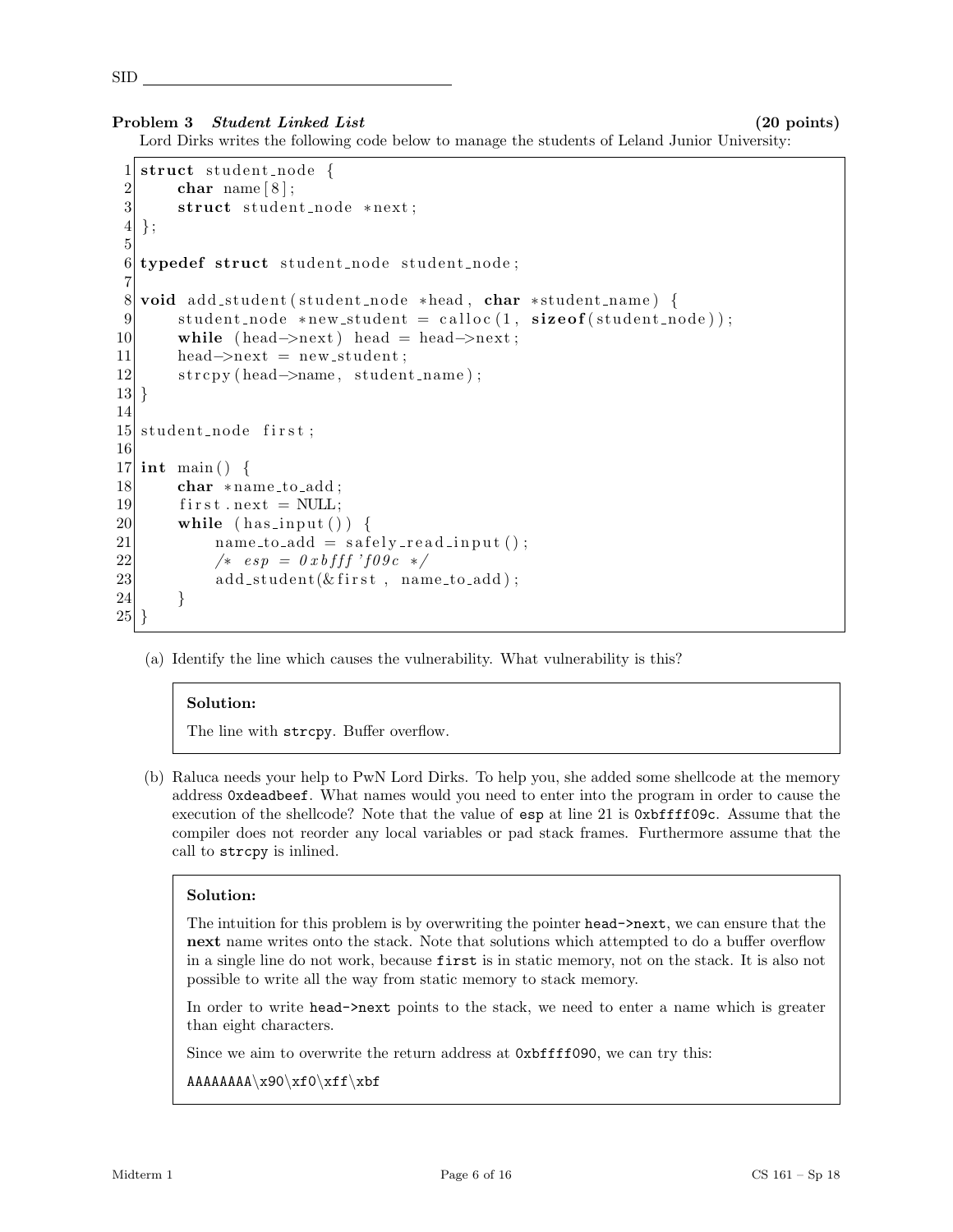SID ______________________________

**Problem 3** ***Student Linked List*** **(20 points)**

Lord Dirks writes the following code below to manage the students of Leland Junior University:

```
1  struct student_node {
2      char name[8];
3      struct student_node *next;
4  };
5
6  typedef struct student_node student_node;
7
8  void add_student(student_node *head, char *student_name) {
9      student_node *new_student = calloc(1, sizeof(student_node));
10     while (head->next) head = head->next;
11     head->next = new_student;
12     strcpy(head->name, student_name);
13 }
14
15 student_node first;
16
17 int main() {
18     char *name_to_add;
19     first.next = NULL;
20     while (has_input()) {
21         name_to_add = safely_read_input();
22         /* esp = 0xbfff'f09c */
23         add_student(&first, name_to_add);
24     }
25 }
```

(a) Identify the line which causes the vulnerability. What vulnerability is this?

> **Solution:**
>
> The line with `strcpy`. Buffer overflow.

(b) Raluca needs your help to PwN Lord Dirks. To help you, she added some shellcode at the memory address `0xdeadbeef`. What names would you need to enter into the program in order to cause the execution of the shellcode? Note that the value of `esp` at line 21 is `0xbffff09c`. Assume that the compiler does not reorder any local variables or pad stack frames. Furthermore assume that the call to `strcpy` is inlined.

> **Solution:**
>
> The intuition for this problem is by overwriting the pointer `head->next`, we can ensure that the **next** name writes onto the stack. Note that solutions which attempted to do a buffer overflow in a single line do not work, because `first` is in static memory, not on the stack. It is also not possible to write all the way from static memory to stack memory.
>
> In order to write `head->next` points to the stack, we need to enter a name which is greater than eight characters.
>
> Since we aim to overwrite the return address at `0xbffff090`, we can try this:
>
> `AAAAAAAA\x90\xf0\xff\xbf`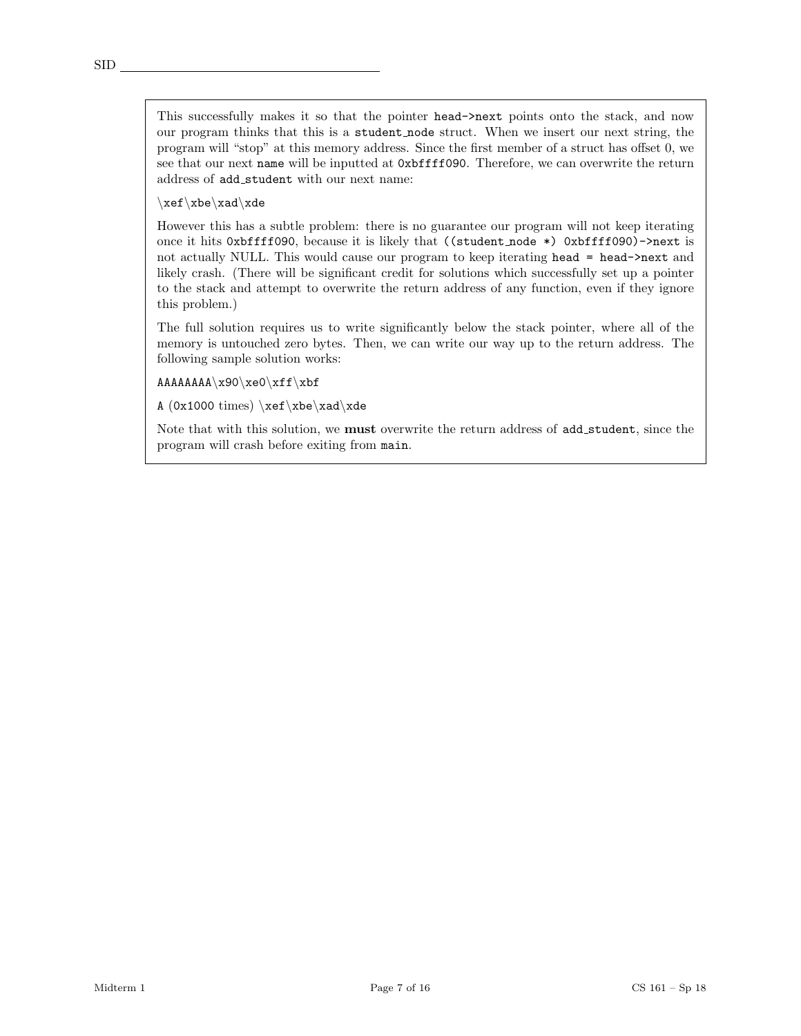This successfully makes it so that the pointer `head->next` points onto the stack, and now our program thinks that this is a `student_node` struct. When we insert our next string, the program will "stop" at this memory address. Since the first member of a struct has offset 0, we see that our next `name` will be inputted at `0xbffff090`. Therefore, we can overwrite the return address of `add_student` with our next name:

`\xef\xbe\xad\xde`

However this has a subtle problem: there is no guarantee our program will not keep iterating once it hits `0xbffff090`, because it is likely that `((student_node *) 0xbffff090)->next` is not actually NULL. This would cause our program to keep iterating `head = head->next` and likely crash. (There will be significant credit for solutions which successfully set up a pointer to the stack and attempt to overwrite the return address of any function, even if they ignore this problem.)

The full solution requires us to write significantly below the stack pointer, where all of the memory is untouched zero bytes. Then, we can write our way up to the return address. The following sample solution works:

`AAAAAAAA\x90\xe0\xff\xbf`

`A` (`0x1000` times) `\xef\xbe\xad\xde`

Note that with this solution, we **must** overwrite the return address of `add_student`, since the program will crash before exiting from `main`.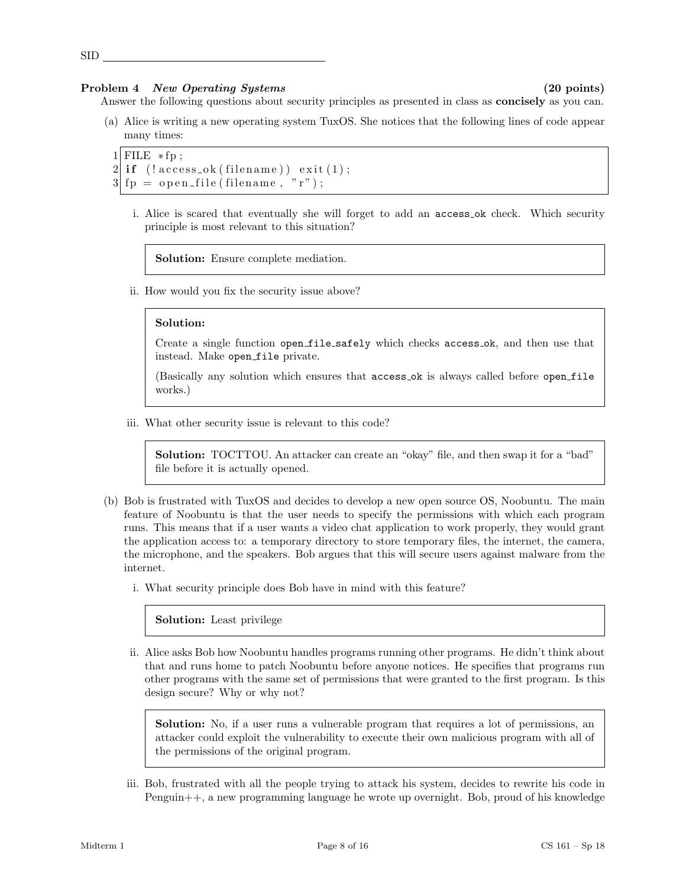SID

### Problem 4 *New Operating Systems* (20 points)

Answer the following questions about security principles as presented in class as **concisely** as you can.

(a) Alice is writing a new operating system TuxOS. She notices that the following lines of code appear many times:

```
1 FILE *fp;
2 if (!access_ok(filename)) exit(1);
3 fp = open_file(filename, "r");
```

i. Alice is scared that eventually she will forget to add an `access_ok` check. Which security principle is most relevant to this situation?

> **Solution:** Ensure complete mediation.

ii. How would you fix the security issue above?

> **Solution:**
>
> Create a single function `open_file_safely` which checks `access_ok`, and then use that instead. Make `open_file` private.
>
> (Basically any solution which ensures that `access_ok` is always called before `open_file` works.)

iii. What other security issue is relevant to this code?

> **Solution:** TOCTTOU. An attacker can create an "okay" file, and then swap it for a "bad" file before it is actually opened.

(b) Bob is frustrated with TuxOS and decides to develop a new open source OS, Noobuntu. The main feature of Noobuntu is that the user needs to specify the permissions with which each program runs. This means that if a user wants a video chat application to work properly, they would grant the application access to: a temporary directory to store temporary files, the internet, the camera, the microphone, and the speakers. Bob argues that this will secure users against malware from the internet.

i. What security principle does Bob have in mind with this feature?

> **Solution:** Least privilege

ii. Alice asks Bob how Noobuntu handles programs running other programs. He didn't think about that and runs home to patch Noobuntu before anyone notices. He specifies that programs run other programs with the same set of permissions that were granted to the first program. Is this design secure? Why or why not?

> **Solution:** No, if a user runs a vulnerable program that requires a lot of permissions, an attacker could exploit the vulnerability to execute their own malicious program with all of the permissions of the original program.

iii. Bob, frustrated with all the people trying to attack his system, decides to rewrite his code in Penguin++, a new programming language he wrote up overnight. Bob, proud of his knowledge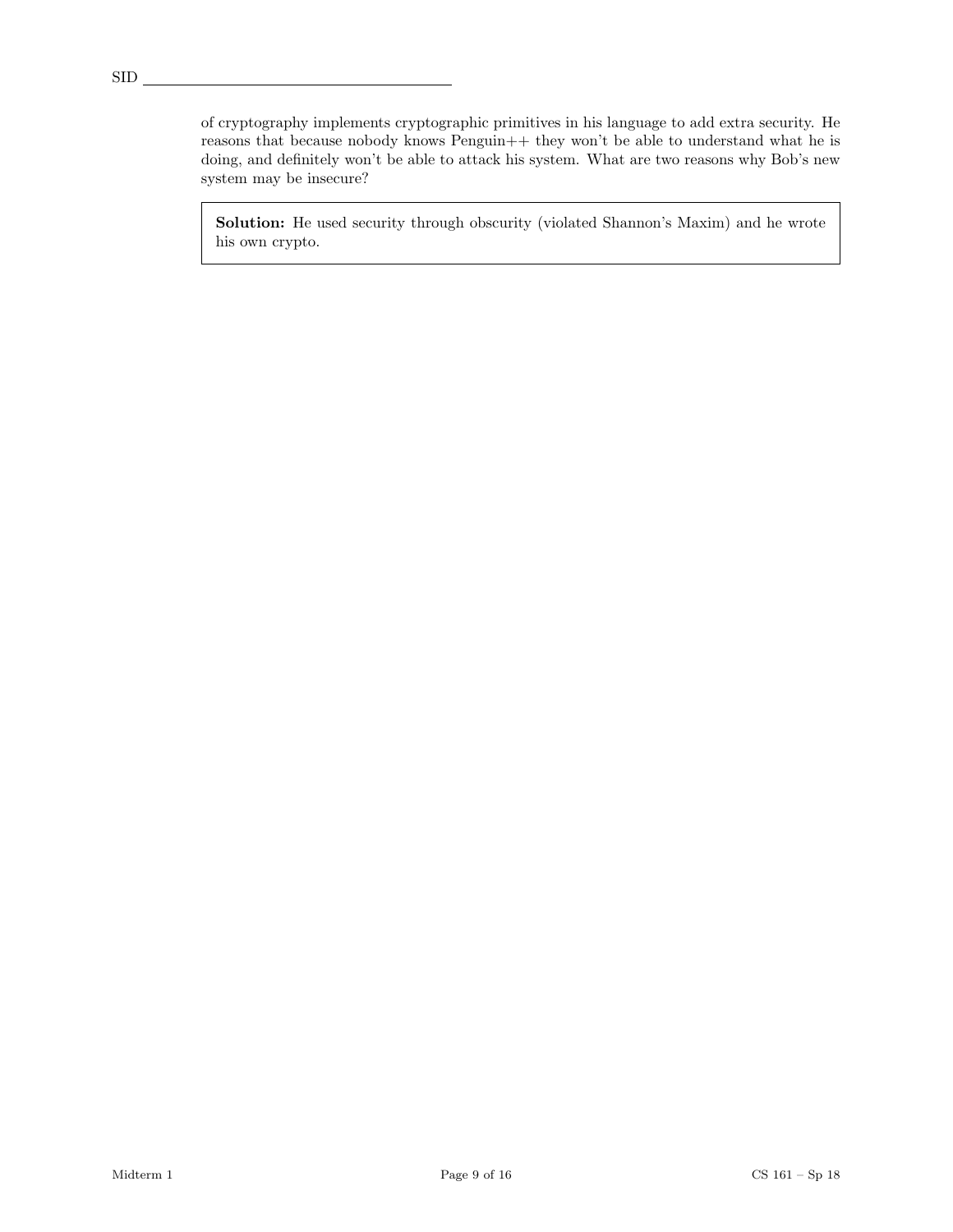of cryptography implements cryptographic primitives in his language to add extra security. He reasons that because nobody knows Penguin++ they won't be able to understand what he is doing, and definitely won't be able to attack his system. What are two reasons why Bob's new system may be insecure?

> **Solution:** He used security through obscurity (violated Shannon's Maxim) and he wrote his own crypto.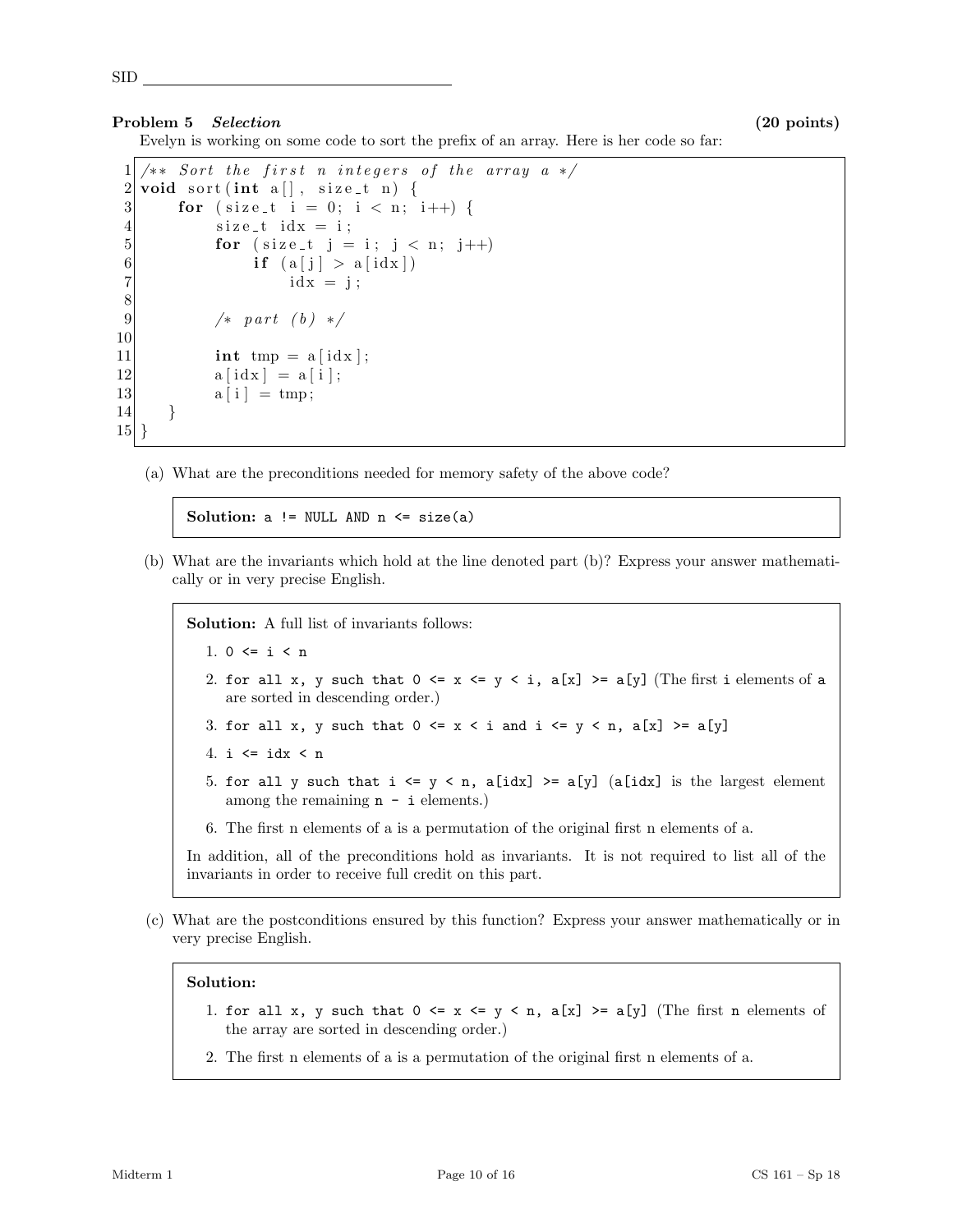SID ______________________________

**Problem 5** ***Selection*** **(20 points)**

Evelyn is working on some code to sort the prefix of an array. Here is her code so far:

```
1  /** Sort the first n integers of the array a */
2  void sort(int a[], size_t n) {
3      for (size_t i = 0; i < n; i++) {
4          size_t idx = i;
5          for (size_t j = i; j < n; j++)
6              if (a[j] > a[idx])
7                  idx = j;
8
9          /* part (b) */
10
11         int tmp = a[idx];
12         a[idx] = a[i];
13         a[i] = tmp;
14     }
15 }
```

(a) What are the preconditions needed for memory safety of the above code?

> **Solution:** `a != NULL AND n <= size(a)`

(b) What are the invariants which hold at the line denoted part (b)? Express your answer mathematically or in very precise English.

> **Solution:** A full list of invariants follows:
>
> 1. `0 <= i < n`
> 2. `for all x, y such that 0 <= x <= y < i, a[x] >= a[y]` (The first `i` elements of `a` are sorted in descending order.)
> 3. `for all x, y such that 0 <= x < i and i <= y < n, a[x] >= a[y]`
> 4. `i <= idx < n`
> 5. `for all y such that i <= y < n, a[idx] >= a[y]` (`a[idx]` is the largest element among the remaining `n - i` elements.)
> 6. The first n elements of a is a permutation of the original first n elements of a.
>
> In addition, all of the preconditions hold as invariants. It is not required to list all of the invariants in order to receive full credit on this part.

(c) What are the postconditions ensured by this function? Express your answer mathematically or in very precise English.

> **Solution:**
>
> 1. `for all x, y such that 0 <= x <= y < n, a[x] >= a[y]` (The first `n` elements of the array are sorted in descending order.)
> 2. The first n elements of a is a permutation of the original first n elements of a.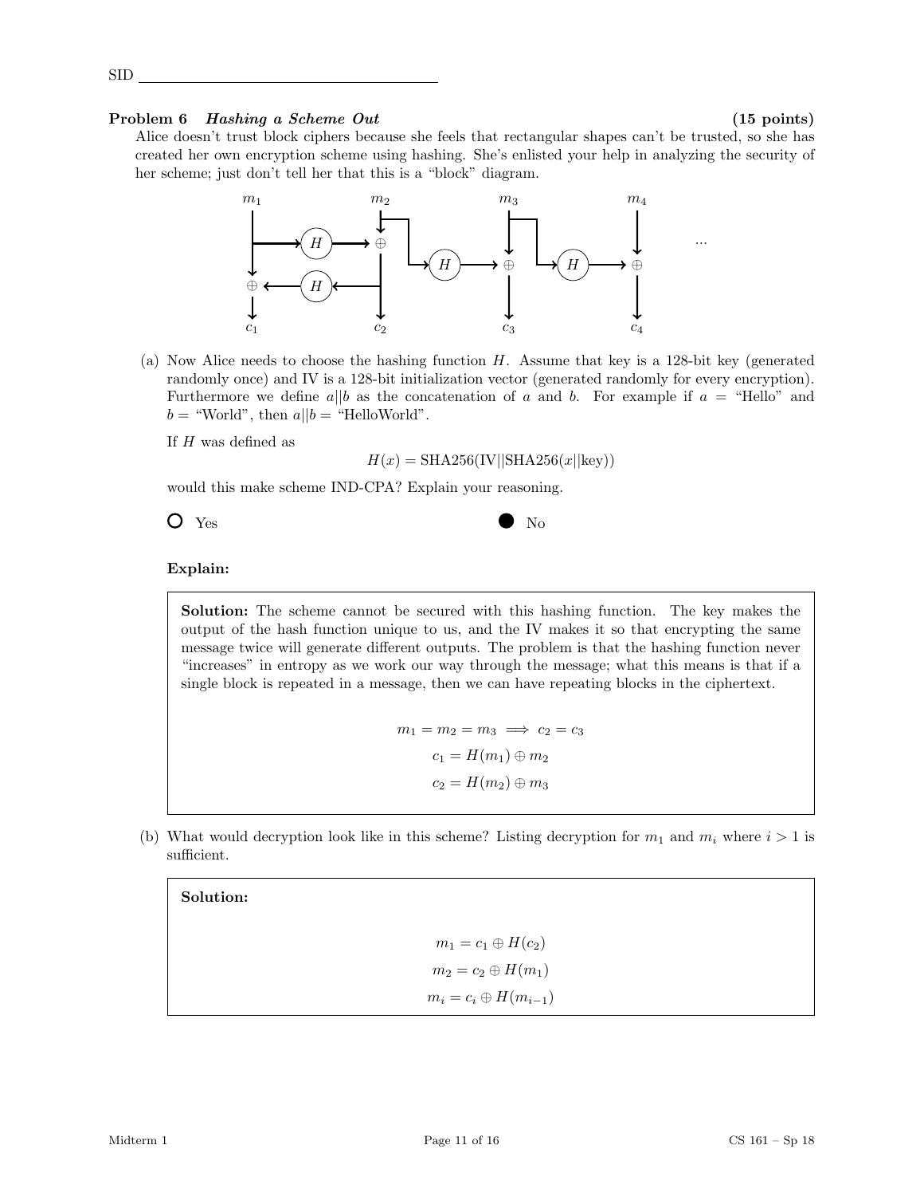SID ____________________

**Problem 6** ***Hashing a Scheme Out*** **(15 points)**

Alice doesn't trust block ciphers because she feels that rectangular shapes can't be trusted, so she has created her own encryption scheme using hashing. She's enlisted your help in analyzing the security of her scheme; just don't tell her that this is a "block" diagram.

(a) Now Alice needs to choose the hashing function $H$. Assume that key is a 128-bit key (generated randomly once) and IV is a 128-bit initialization vector (generated randomly for every encryption). Furthermore we define $a||b$ as the concatenation of $a$ and $b$. For example if $a$ = "Hello" and $b$ = "World", then $a||b$ = "HelloWorld".

If $H$ was defined as

$$H(x) = \text{SHA256}(\text{IV}||\text{SHA256}(x||\text{key}))$$

would this make scheme IND-CPA? Explain your reasoning.

○ Yes ● No

**Explain:**

**Solution:** The scheme cannot be secured with this hashing function. The key makes the output of the hash function unique to us, and the IV makes it so that encrypting the same message twice will generate different outputs. The problem is that the hashing function never "increases" in entropy as we work our way through the message; what this means is that if a single block is repeated in a message, then we can have repeating blocks in the ciphertext.

$$m_1 = m_2 = m_3 \implies c_2 = c_3$$

$$c_1 = H(m_1) \oplus m_2$$

$$c_2 = H(m_2) \oplus m_3$$

(b) What would decryption look like in this scheme? Listing decryption for $m_1$ and $m_i$ where $i > 1$ is sufficient.

**Solution:**

$$m_1 = c_1 \oplus H(c_2)$$

$$m_2 = c_2 \oplus H(m_1)$$

$$m_i = c_i \oplus H(m_{i-1})$$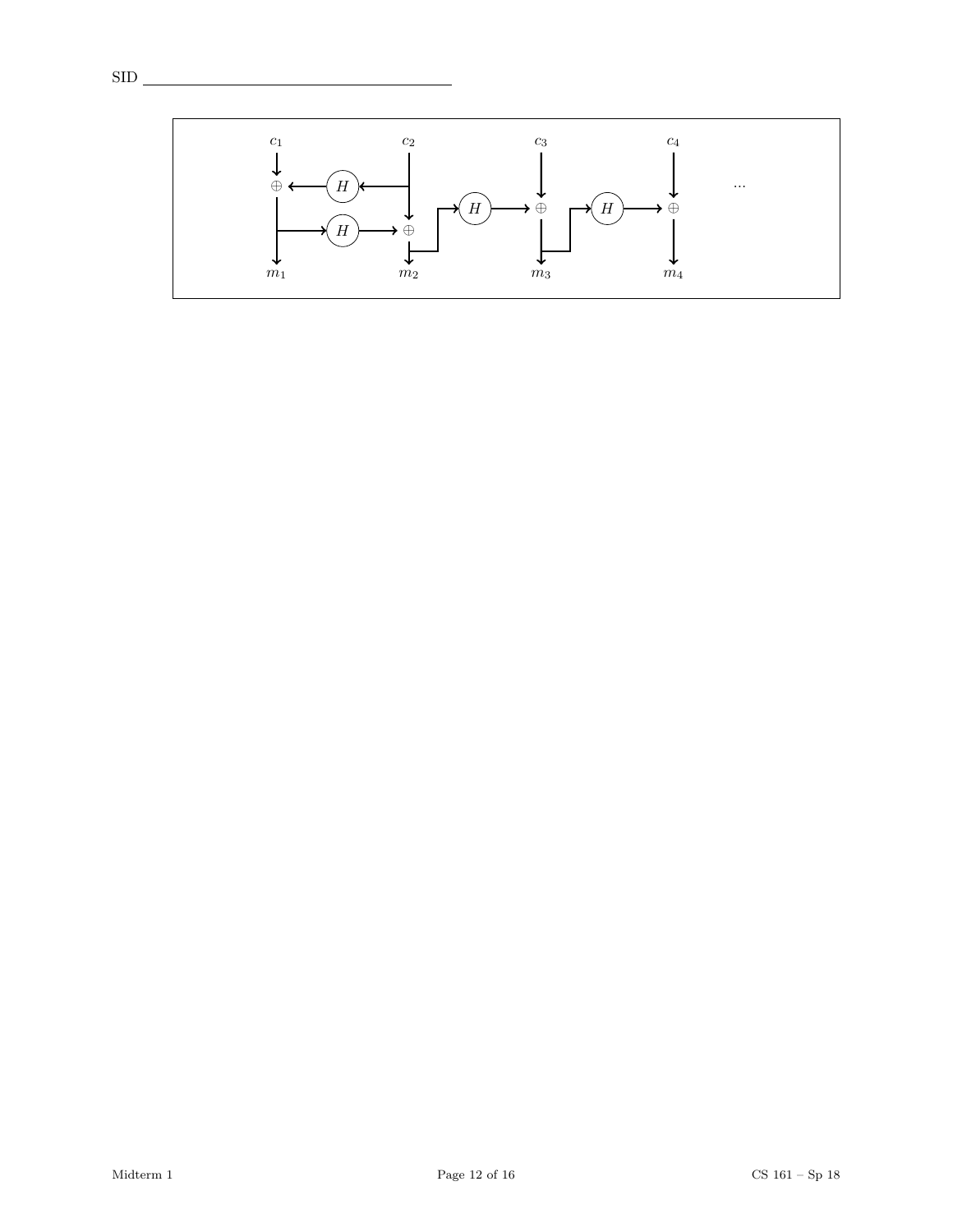$c_1$ $c_2$ $c_3$ $c_4$ ...

$H$ $H$ $H$ $H$

$m_1$ $m_2$ $m_3$ $m_4$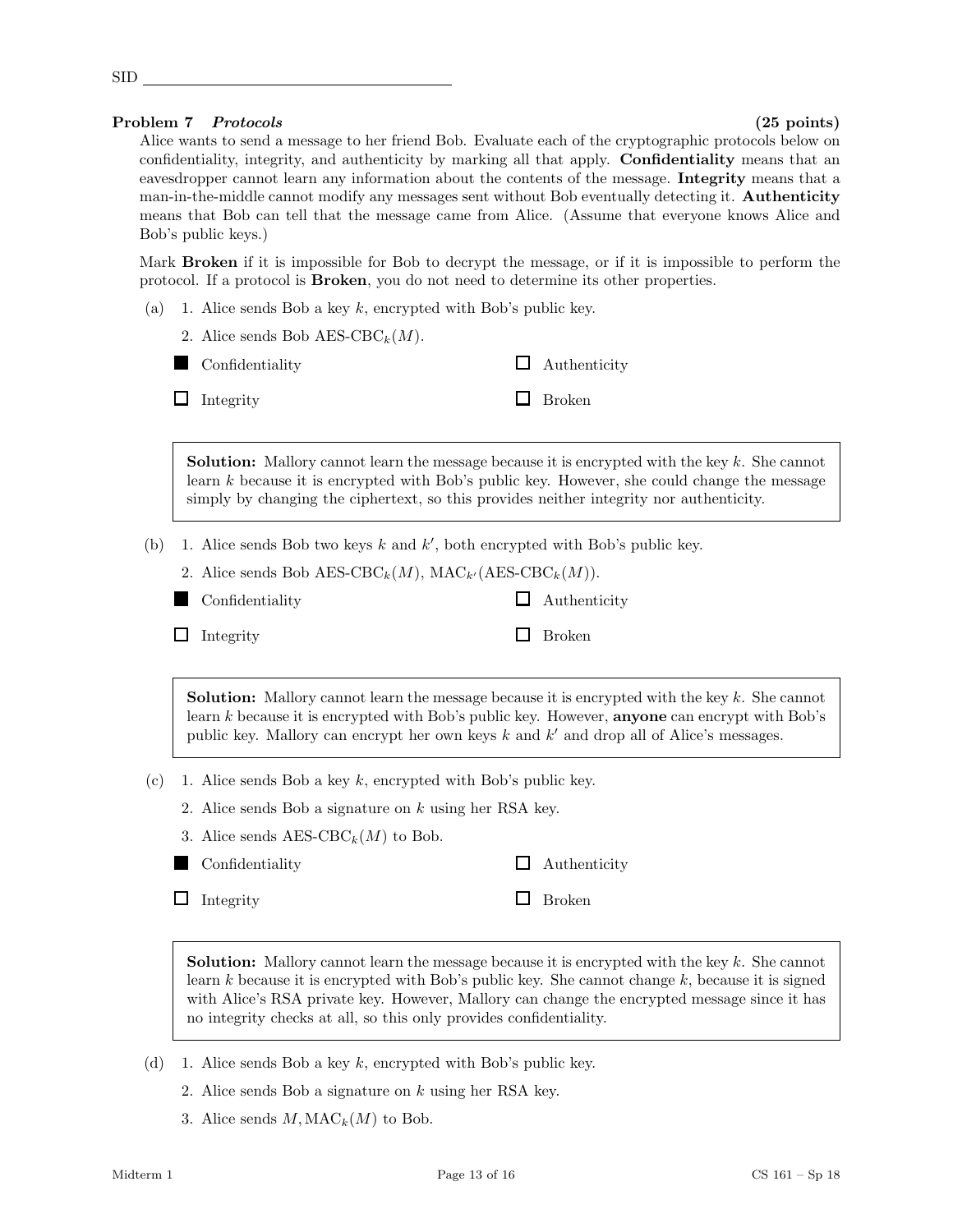SID

**Problem 7** ***Protocols*** **(25 points)**

Alice wants to send a message to her friend Bob. Evaluate each of the cryptographic protocols below on confidentiality, integrity, and authenticity by marking all that apply. **Confidentiality** means that an eavesdropper cannot learn any information about the contents of the message. **Integrity** means that a man-in-the-middle cannot modify any messages sent without Bob eventually detecting it. **Authenticity** means that Bob can tell that the message came from Alice. (Assume that everyone knows Alice and Bob's public keys.)

Mark **Broken** if it is impossible for Bob to decrypt the message, or if it is impossible to perform the protocol. If a protocol is **Broken**, you do not need to determine its other properties.

(a) 1. Alice sends Bob a key $k$, encrypted with Bob's public key.

2. Alice sends Bob AES-CBC$_k(M)$.

■ Confidentiality ☐ Authenticity

☐ Integrity ☐ Broken

> **Solution:** Mallory cannot learn the message because it is encrypted with the key $k$. She cannot learn $k$ because it is encrypted with Bob's public key. However, she could change the message simply by changing the ciphertext, so this provides neither integrity nor authenticity.

(b) 1. Alice sends Bob two keys $k$ and $k'$, both encrypted with Bob's public key.

2. Alice sends Bob AES-CBC$_k(M)$, MAC$_{k'}$(AES-CBC$_k(M)$).

■ Confidentiality ☐ Authenticity

☐ Integrity ☐ Broken

> **Solution:** Mallory cannot learn the message because it is encrypted with the key $k$. She cannot learn $k$ because it is encrypted with Bob's public key. However, **anyone** can encrypt with Bob's public key. Mallory can encrypt her own keys $k$ and $k'$ and drop all of Alice's messages.

(c) 1. Alice sends Bob a key $k$, encrypted with Bob's public key.

2. Alice sends Bob a signature on $k$ using her RSA key.

3. Alice sends AES-CBC$_k(M)$ to Bob.

■ Confidentiality ☐ Authenticity

☐ Integrity ☐ Broken

> **Solution:** Mallory cannot learn the message because it is encrypted with the key $k$. She cannot learn $k$ because it is encrypted with Bob's public key. She cannot change $k$, because it is signed with Alice's RSA private key. However, Mallory can change the encrypted message since it has no integrity checks at all, so this only provides confidentiality.

(d) 1. Alice sends Bob a key $k$, encrypted with Bob's public key.

2. Alice sends Bob a signature on $k$ using her RSA key.

3. Alice sends $M$, MAC$_k(M)$ to Bob.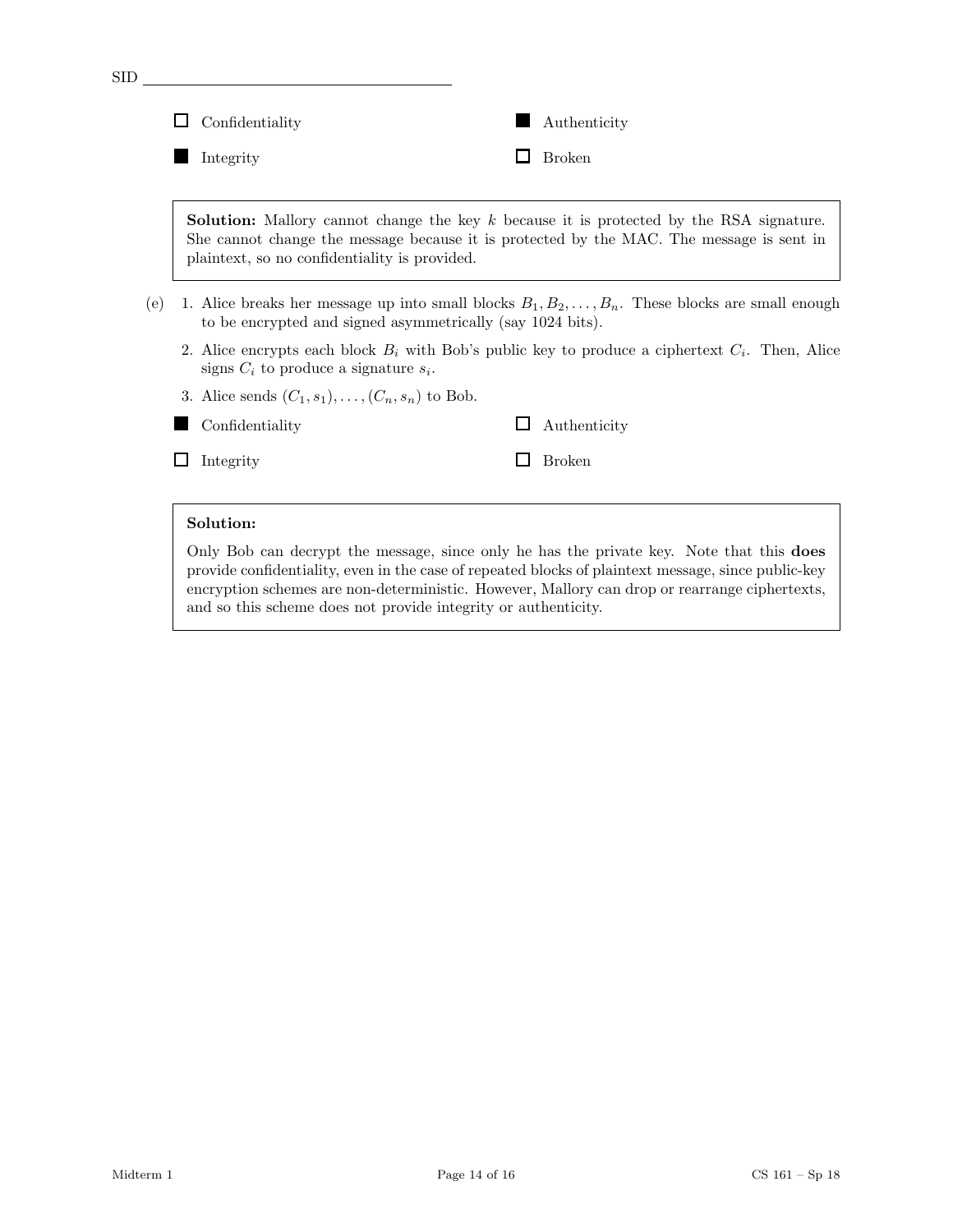SID ________________________________

- ☐ Confidentiality
- ■ Authenticity
- ■ Integrity
- ☐ Broken

> **Solution:** Mallory cannot change the key $k$ because it is protected by the RSA signature. She cannot change the message because it is protected by the MAC. The message is sent in plaintext, so no confidentiality is provided.

(e)

1. Alice breaks her message up into small blocks $B_1, B_2, \ldots, B_n$. These blocks are small enough to be encrypted and signed asymmetrically (say 1024 bits).
2. Alice encrypts each block $B_i$ with Bob's public key to produce a ciphertext $C_i$. Then, Alice signs $C_i$ to produce a signature $s_i$.
3. Alice sends $(C_1, s_1), \ldots, (C_n, s_n)$ to Bob.

- ■ Confidentiality
- ☐ Authenticity
- ☐ Integrity
- ☐ Broken

> **Solution:**
>
> Only Bob can decrypt the message, since only he has the private key. Note that this **does** provide confidentiality, even in the case of repeated blocks of plaintext message, since public-key encryption schemes are non-deterministic. However, Mallory can drop or rearrange ciphertexts, and so this scheme does not provide integrity or authenticity.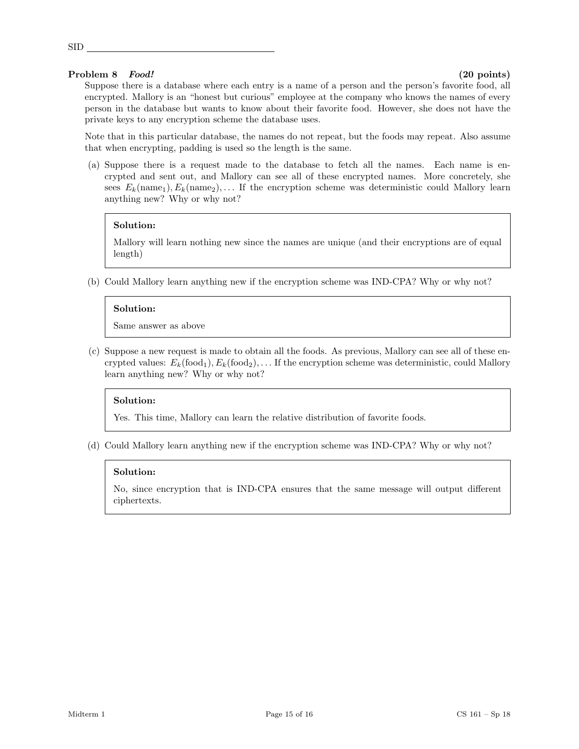SID

**Problem 8** ***Food!*** **(20 points)**

Suppose there is a database where each entry is a name of a person and the person's favorite food, all encrypted. Mallory is an "honest but curious" employee at the company who knows the names of every person in the database but wants to know about their favorite food. However, she does not have the private keys to any encryption scheme the database uses.

Note that in this particular database, the names do not repeat, but the foods may repeat. Also assume that when encrypting, padding is used so the length is the same.

(a) Suppose there is a request made to the database to fetch all the names. Each name is encrypted and sent out, and Mallory can see all of these encrypted names. More concretely, she sees $E_k(\text{name}_1), E_k(\text{name}_2), \ldots$ If the encryption scheme was deterministic could Mallory learn anything new? Why or why not?

> **Solution:**
>
> Mallory will learn nothing new since the names are unique (and their encryptions are of equal length)

(b) Could Mallory learn anything new if the encryption scheme was IND-CPA? Why or why not?

> **Solution:**
>
> Same answer as above

(c) Suppose a new request is made to obtain all the foods. As previous, Mallory can see all of these encrypted values: $E_k(\text{food}_1), E_k(\text{food}_2), \ldots$ If the encryption scheme was deterministic, could Mallory learn anything new? Why or why not?

> **Solution:**
>
> Yes. This time, Mallory can learn the relative distribution of favorite foods.

(d) Could Mallory learn anything new if the encryption scheme was IND-CPA? Why or why not?

> **Solution:**
>
> No, since encryption that is IND-CPA ensures that the same message will output different ciphertexts.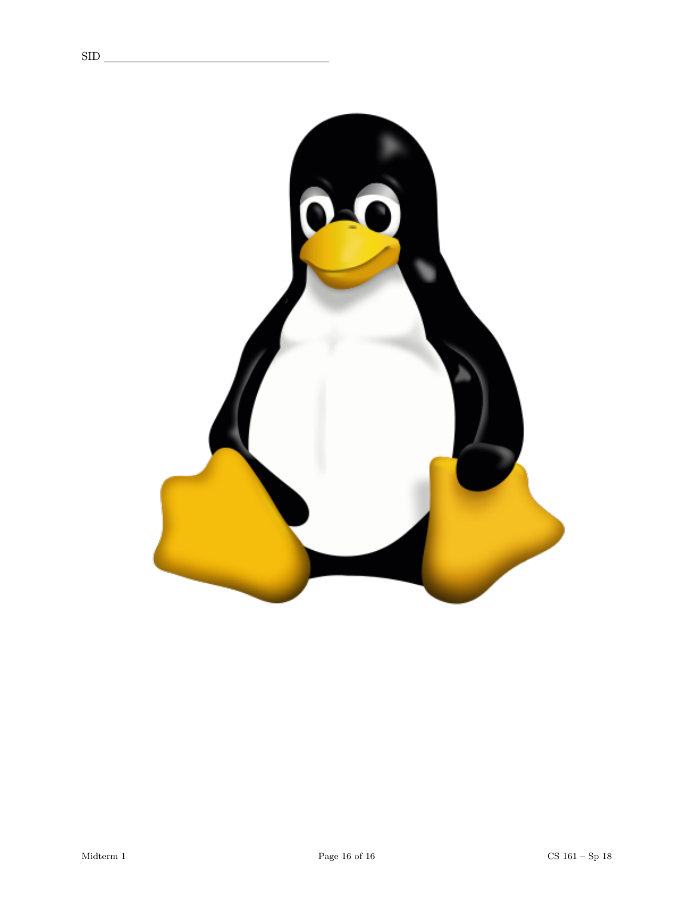SID ________________________________